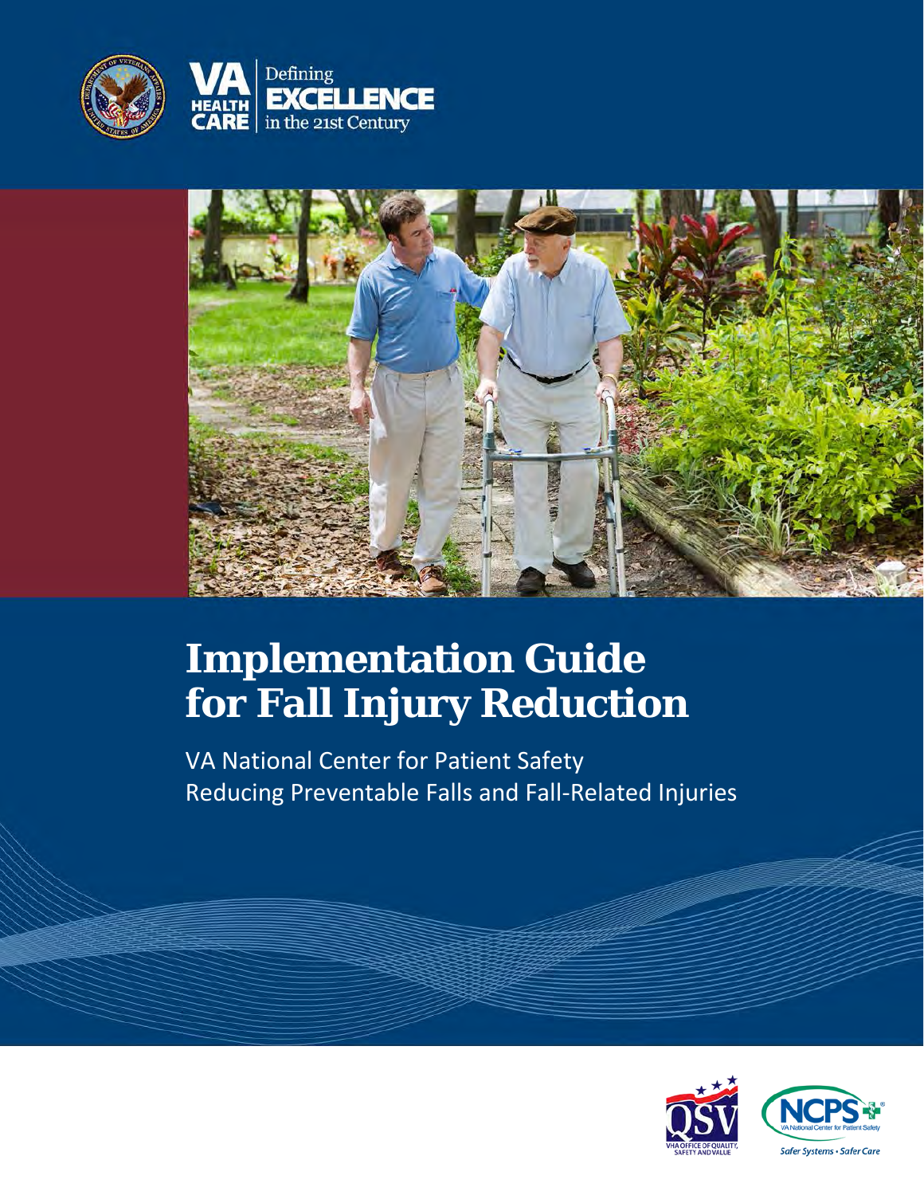VA HEALTH CARE | Defining EXCELLENCE in the 21st Century

# Implementation Guide for Fall Injury Reduction

VA National Center for Patient Safety
Reducing Preventable Falls and Fall-Related Injuries

QSV VHA OFFICE OF QUALITY, SAFETY AND VALUE

NCPS VA National Center for Patient Safety

*Safer Systems • Safer Care*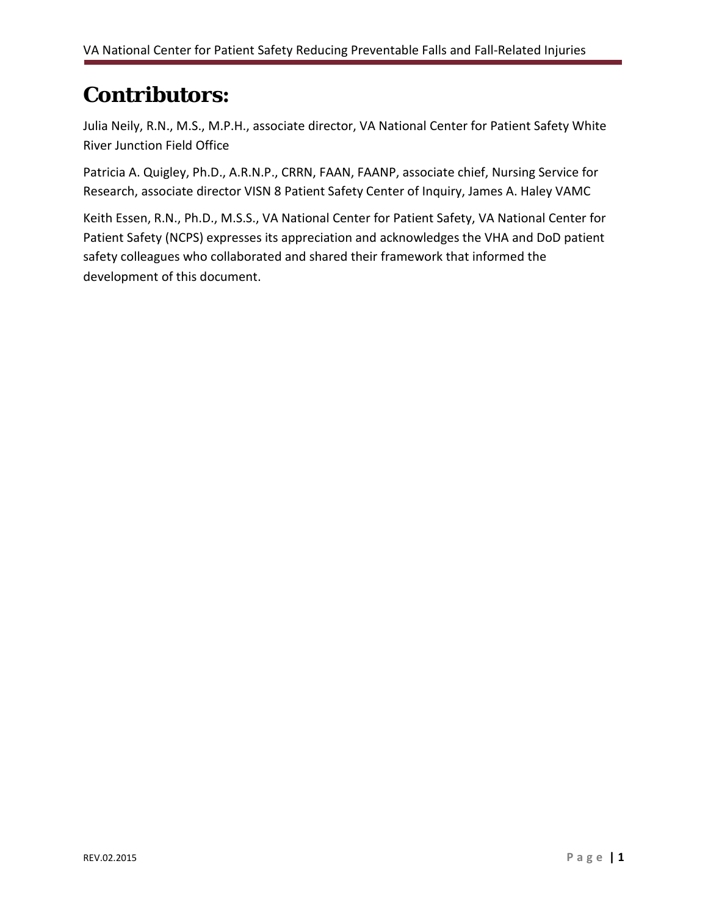# Contributors:

Julia Neily, R.N., M.S., M.P.H., associate director, VA National Center for Patient Safety White River Junction Field Office

Patricia A. Quigley, Ph.D., A.R.N.P., CRRN, FAAN, FAANP, associate chief, Nursing Service for Research, associate director VISN 8 Patient Safety Center of Inquiry, James A. Haley VAMC

Keith Essen, R.N., Ph.D., M.S.S., VA National Center for Patient Safety, VA National Center for Patient Safety (NCPS) expresses its appreciation and acknowledges the VHA and DoD patient safety colleagues who collaborated and shared their framework that informed the development of this document.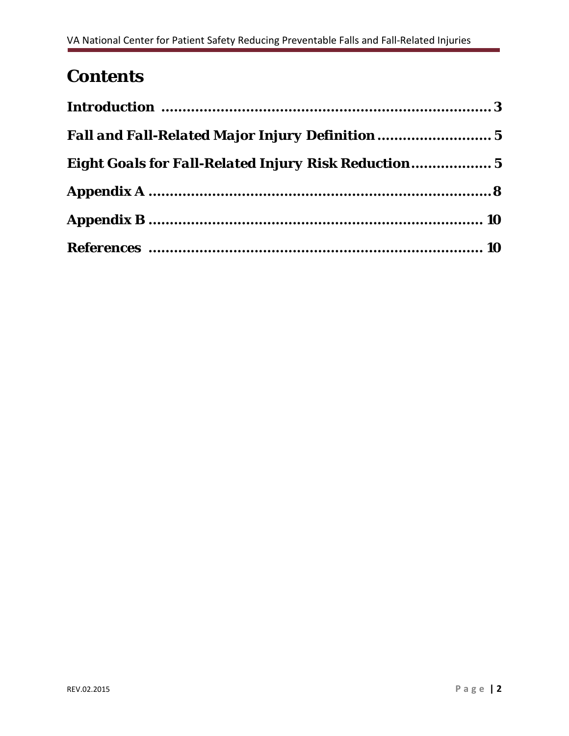# Contents

Introduction ........................................................................ 3

Fall and Fall-Related Major Injury Definition ........................... 5

Eight Goals for Fall-Related Injury Risk Reduction .................. 5

Appendix A ........................................................................... 8

Appendix B ........................................................................... 10

References ............................................................................ 10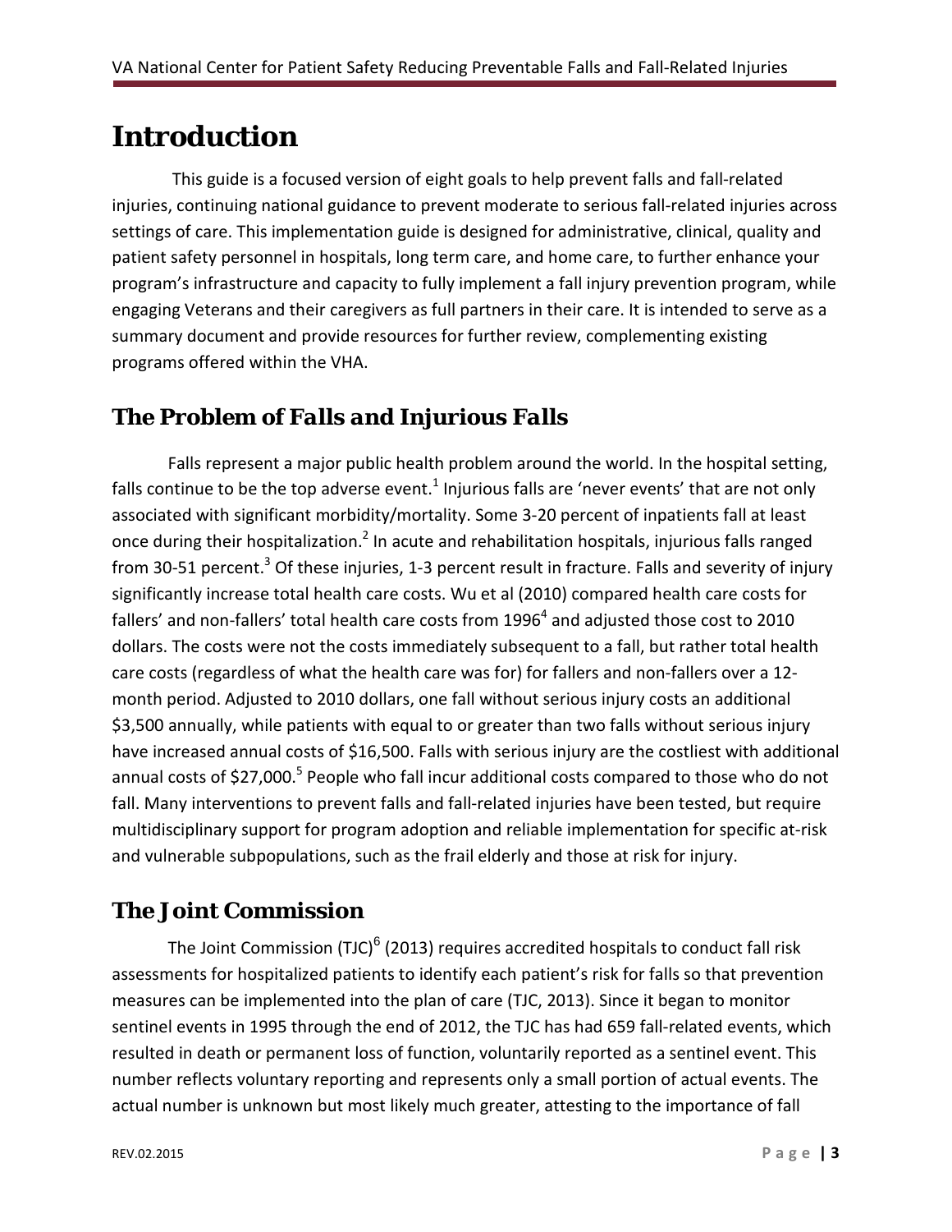# Introduction

This guide is a focused version of eight goals to help prevent falls and fall-related injuries, continuing national guidance to prevent moderate to serious fall-related injuries across settings of care. This implementation guide is designed for administrative, clinical, quality and patient safety personnel in hospitals, long term care, and home care, to further enhance your program's infrastructure and capacity to fully implement a fall injury prevention program, while engaging Veterans and their caregivers as full partners in their care. It is intended to serve as a summary document and provide resources for further review, complementing existing programs offered within the VHA.

## The Problem of Falls and Injurious Falls

Falls represent a major public health problem around the world. In the hospital setting, falls continue to be the top adverse event.[1] Injurious falls are 'never events' that are not only associated with significant morbidity/mortality. Some 3-20 percent of inpatients fall at least once during their hospitalization.[2] In acute and rehabilitation hospitals, injurious falls ranged from 30-51 percent.[3] Of these injuries, 1-3 percent result in fracture. Falls and severity of injury significantly increase total health care costs. Wu et al (2010) compared health care costs for fallers' and non-fallers' total health care costs from 1996[4] and adjusted those cost to 2010 dollars. The costs were not the costs immediately subsequent to a fall, but rather total health care costs (regardless of what the health care was for) for fallers and non-fallers over a 12-month period. Adjusted to 2010 dollars, one fall without serious injury costs an additional $3,500 annually, while patients with equal to or greater than two falls without serious injury have increased annual costs of $16,500. Falls with serious injury are the costliest with additional annual costs of $27,000.[5] People who fall incur additional costs compared to those who do not fall. Many interventions to prevent falls and fall-related injuries have been tested, but require multidisciplinary support for program adoption and reliable implementation for specific at-risk and vulnerable subpopulations, such as the frail elderly and those at risk for injury.

## The Joint Commission

The Joint Commission (TJC)[6] (2013) requires accredited hospitals to conduct fall risk assessments for hospitalized patients to identify each patient's risk for falls so that prevention measures can be implemented into the plan of care (TJC, 2013). Since it began to monitor sentinel events in 1995 through the end of 2012, the TJC has had 659 fall-related events, which resulted in death or permanent loss of function, voluntarily reported as a sentinel event. This number reflects voluntary reporting and represents only a small portion of actual events. The actual number is unknown but most likely much greater, attesting to the importance of fall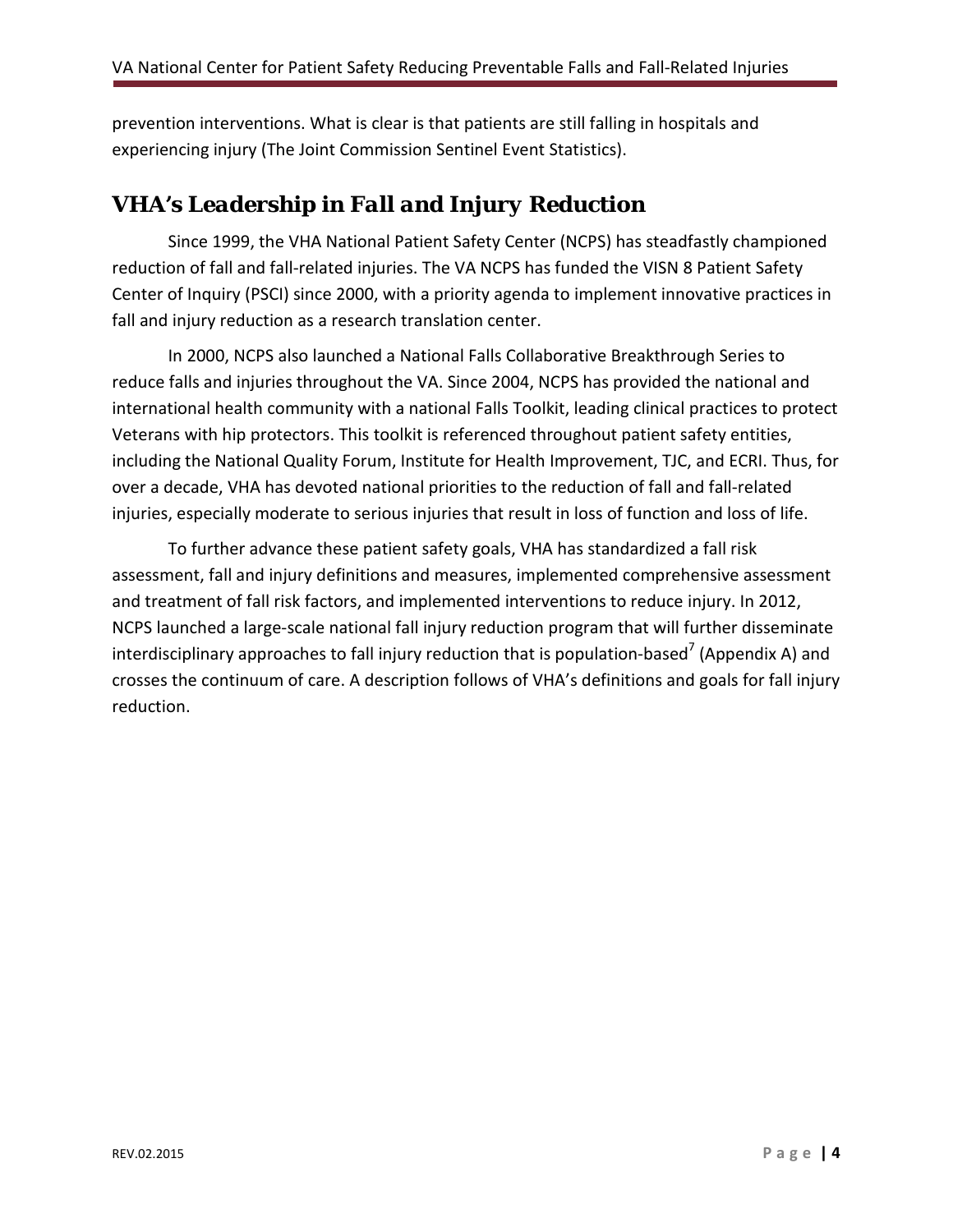prevention interventions. What is clear is that patients are still falling in hospitals and experiencing injury (The Joint Commission Sentinel Event Statistics).

## *VHA's Leadership in Fall and Injury Reduction*

Since 1999, the VHA National Patient Safety Center (NCPS) has steadfastly championed reduction of fall and fall-related injuries. The VA NCPS has funded the VISN 8 Patient Safety Center of Inquiry (PSCI) since 2000, with a priority agenda to implement innovative practices in fall and injury reduction as a research translation center.

In 2000, NCPS also launched a National Falls Collaborative Breakthrough Series to reduce falls and injuries throughout the VA. Since 2004, NCPS has provided the national and international health community with a national Falls Toolkit, leading clinical practices to protect Veterans with hip protectors. This toolkit is referenced throughout patient safety entities, including the National Quality Forum, Institute for Health Improvement, TJC, and ECRI. Thus, for over a decade, VHA has devoted national priorities to the reduction of fall and fall-related injuries, especially moderate to serious injuries that result in loss of function and loss of life.

To further advance these patient safety goals, VHA has standardized a fall risk assessment, fall and injury definitions and measures, implemented comprehensive assessment and treatment of fall risk factors, and implemented interventions to reduce injury. In 2012, NCPS launched a large-scale national fall injury reduction program that will further disseminate interdisciplinary approaches to fall injury reduction that is population-based[7] (Appendix A) and crosses the continuum of care. A description follows of VHA's definitions and goals for fall injury reduction.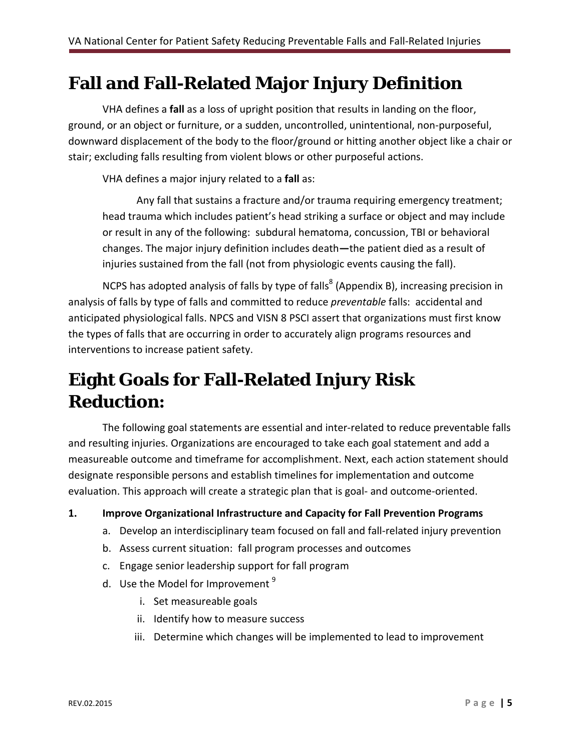# Fall and Fall-Related Major Injury Definition

VHA defines a **fall** as a loss of upright position that results in landing on the floor, ground, or an object or furniture, or a sudden, uncontrolled, unintentional, non-purposeful, downward displacement of the body to the floor/ground or hitting another object like a chair or stair; excluding falls resulting from violent blows or other purposeful actions.

VHA defines a major injury related to a **fall** as:

> Any fall that sustains a fracture and/or trauma requiring emergency treatment; head trauma which includes patient's head striking a surface or object and may include or result in any of the following: subdural hematoma, concussion, TBI or behavioral changes. The major injury definition includes death**—**the patient died as a result of injuries sustained from the fall (not from physiologic events causing the fall).

NCPS has adopted analysis of falls by type of falls[8] (Appendix B), increasing precision in analysis of falls by type of falls and committed to reduce *preventable* falls: accidental and anticipated physiological falls. NPCS and VISN 8 PSCI assert that organizations must first know the types of falls that are occurring in order to accurately align programs resources and interventions to increase patient safety.

# Eight Goals for Fall-Related Injury Risk Reduction:

The following goal statements are essential and inter-related to reduce preventable falls and resulting injuries. Organizations are encouraged to take each goal statement and add a measureable outcome and timeframe for accomplishment. Next, each action statement should designate responsible persons and establish timelines for implementation and outcome evaluation. This approach will create a strategic plan that is goal- and outcome-oriented.

1. **Improve Organizational Infrastructure and Capacity for Fall Prevention Programs**
   a. Develop an interdisciplinary team focused on fall and fall-related injury prevention
   b. Assess current situation: fall program processes and outcomes
   c. Engage senior leadership support for fall program
   d. Use the Model for Improvement [9]
      i. Set measureable goals
      ii. Identify how to measure success
      iii. Determine which changes will be implemented to lead to improvement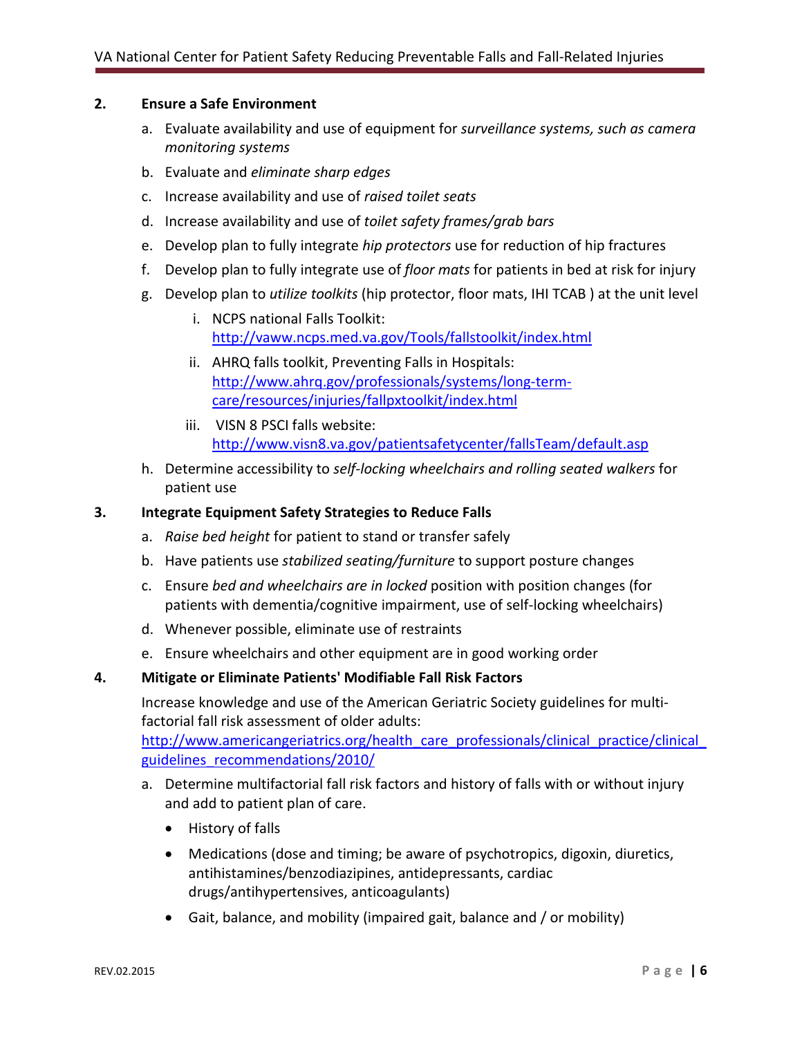**2. Ensure a Safe Environment**

a. Evaluate availability and use of equipment for *surveillance systems, such as camera monitoring systems*

b. Evaluate and *eliminate sharp edges*

c. Increase availability and use of *raised toilet seats*

d. Increase availability and use of *toilet safety frames/grab bars*

e. Develop plan to fully integrate *hip protectors* use for reduction of hip fractures

f. Develop plan to fully integrate use of *floor mats* for patients in bed at risk for injury

g. Develop plan to *utilize toolkits* (hip protector, floor mats, IHI TCAB ) at the unit level

   i. NCPS national Falls Toolkit: [http://vaww.ncps.med.va.gov/Tools/fallstoolkit/index.html](http://vaww.ncps.med.va.gov/Tools/fallstoolkit/index.html)

   ii. AHRQ falls toolkit, Preventing Falls in Hospitals: [http://www.ahrq.gov/professionals/systems/long-term-care/resources/injuries/fallpxtoolkit/index.html](http://www.ahrq.gov/professionals/systems/long-term-care/resources/injuries/fallpxtoolkit/index.html)

   iii. VISN 8 PSCI falls website: [http://www.visn8.va.gov/patientsafetycenter/fallsTeam/default.asp](http://www.visn8.va.gov/patientsafetycenter/fallsTeam/default.asp)

h. Determine accessibility to *self-locking wheelchairs and rolling seated walkers* for patient use

**3. Integrate Equipment Safety Strategies to Reduce Falls**

a. *Raise bed height* for patient to stand or transfer safely

b. Have patients use *stabilized seating/furniture* to support posture changes

c. Ensure *bed and wheelchairs are in locked* position with position changes (for patients with dementia/cognitive impairment, use of self-locking wheelchairs)

d. Whenever possible, eliminate use of restraints

e. Ensure wheelchairs and other equipment are in good working order

**4. Mitigate or Eliminate Patients' Modifiable Fall Risk Factors**

Increase knowledge and use of the American Geriatric Society guidelines for multi-factorial fall risk assessment of older adults: [http://www.americangeriatrics.org/health_care_professionals/clinical_practice/clinical_guidelines_recommendations/2010/](http://www.americangeriatrics.org/health_care_professionals/clinical_practice/clinical_guidelines_recommendations/2010/)

a. Determine multifactorial fall risk factors and history of falls with or without injury and add to patient plan of care.

   - History of falls
   - Medications (dose and timing; be aware of psychotropics, digoxin, diuretics, antihistamines/benzodiazipines, antidepressants, cardiac drugs/antihypertensives, anticoagulants)
   - Gait, balance, and mobility (impaired gait, balance and / or mobility)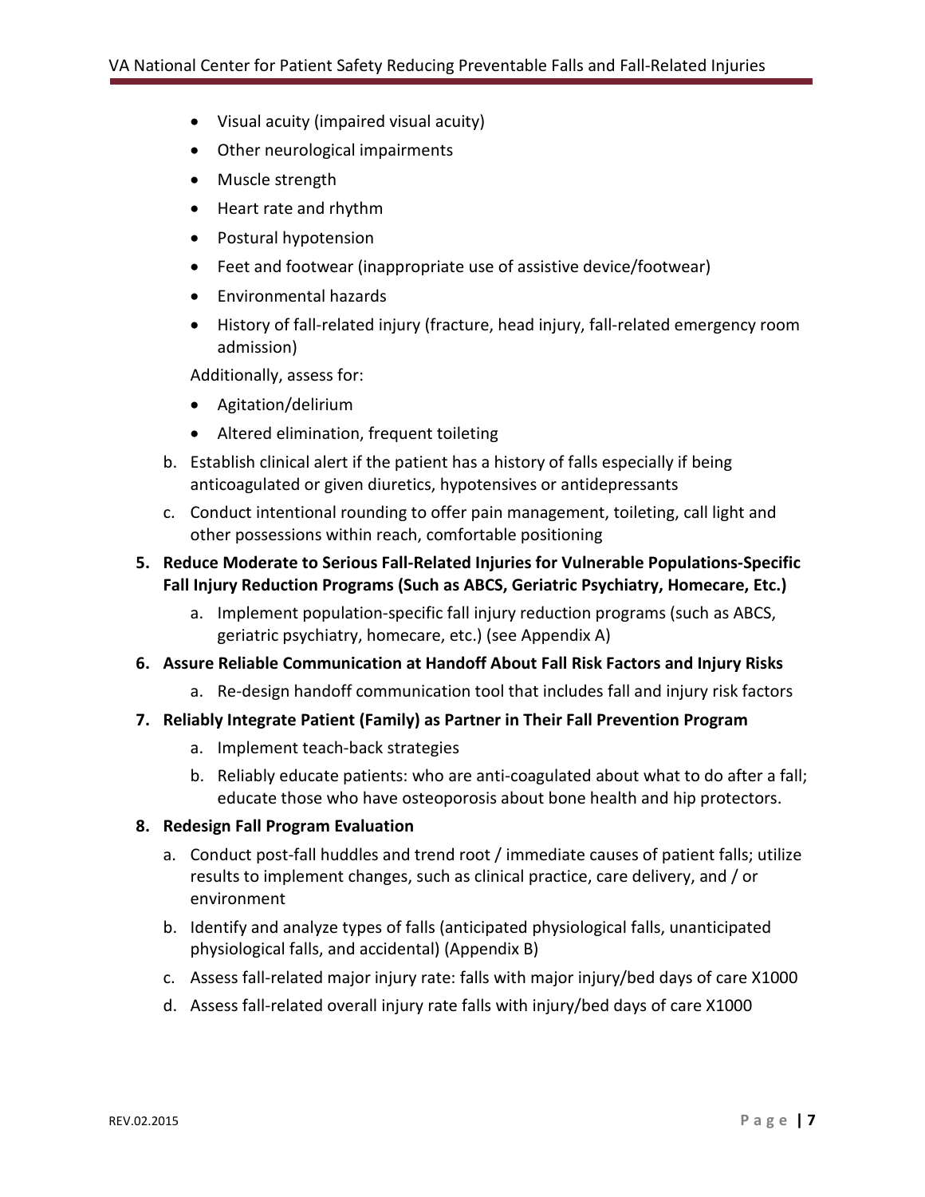- Visual acuity (impaired visual acuity)
- Other neurological impairments
- Muscle strength
- Heart rate and rhythm
- Postural hypotension
- Feet and footwear (inappropriate use of assistive device/footwear)
- Environmental hazards
- History of fall-related injury (fracture, head injury, fall-related emergency room admission)

Additionally, assess for:

- Agitation/delirium
- Altered elimination, frequent toileting

b. Establish clinical alert if the patient has a history of falls especially if being anticoagulated or given diuretics, hypotensives or antidepressants

c. Conduct intentional rounding to offer pain management, toileting, call light and other possessions within reach, comfortable positioning

**5. Reduce Moderate to Serious Fall-Related Injuries for Vulnerable Populations-Specific Fall Injury Reduction Programs (Such as ABCS, Geriatric Psychiatry, Homecare, Etc.)**

a. Implement population-specific fall injury reduction programs (such as ABCS, geriatric psychiatry, homecare, etc.) (see Appendix A)

**6. Assure Reliable Communication at Handoff About Fall Risk Factors and Injury Risks**

a. Re-design handoff communication tool that includes fall and injury risk factors

**7. Reliably Integrate Patient (Family) as Partner in Their Fall Prevention Program**

a. Implement teach-back strategies

b. Reliably educate patients: who are anti-coagulated about what to do after a fall; educate those who have osteoporosis about bone health and hip protectors.

**8. Redesign Fall Program Evaluation**

a. Conduct post-fall huddles and trend root / immediate causes of patient falls; utilize results to implement changes, such as clinical practice, care delivery, and / or environment

b. Identify and analyze types of falls (anticipated physiological falls, unanticipated physiological falls, and accidental) (Appendix B)

c. Assess fall-related major injury rate: falls with major injury/bed days of care X1000

d. Assess fall-related overall injury rate falls with injury/bed days of care X1000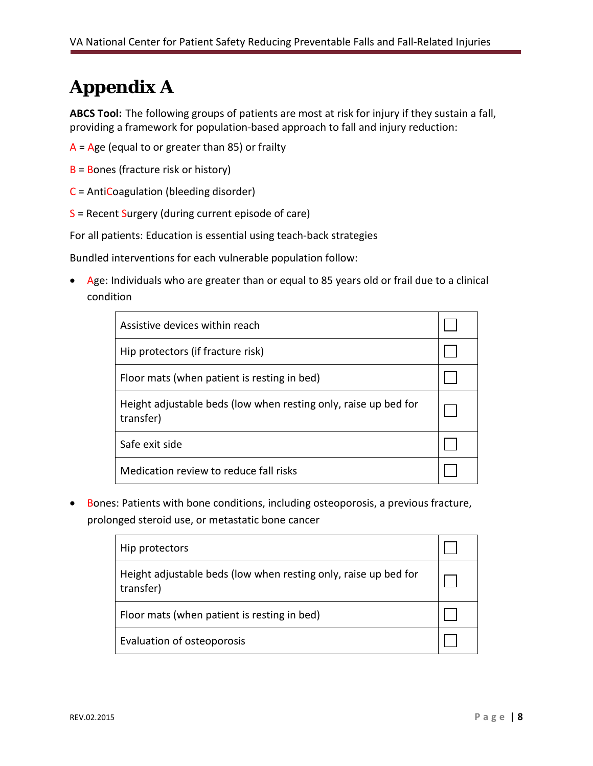# Appendix A

**ABCS Tool:** The following groups of patients are most at risk for injury if they sustain a fall, providing a framework for population-based approach to fall and injury reduction:

A = Age (equal to or greater than 85) or frailty

B = Bones (fracture risk or history)

C = AntiCoagulation (bleeding disorder)

S = Recent Surgery (during current episode of care)

For all patients: Education is essential using teach-back strategies

Bundled interventions for each vulnerable population follow:

- Age: Individuals who are greater than or equal to 85 years old or frail due to a clinical condition

| | |
|---|---|
| Assistive devices within reach | ☐ |
| Hip protectors (if fracture risk) | ☐ |
| Floor mats (when patient is resting in bed) | ☐ |
| Height adjustable beds (low when resting only, raise up bed for transfer) | ☐ |
| Safe exit side | ☐ |
| Medication review to reduce fall risks | ☐ |

- Bones: Patients with bone conditions, including osteoporosis, a previous fracture, prolonged steroid use, or metastatic bone cancer

| | |
|---|---|
| Hip protectors | ☐ |
| Height adjustable beds (low when resting only, raise up bed for transfer) | ☐ |
| Floor mats (when patient is resting in bed) | ☐ |
| Evaluation of osteoporosis | ☐ |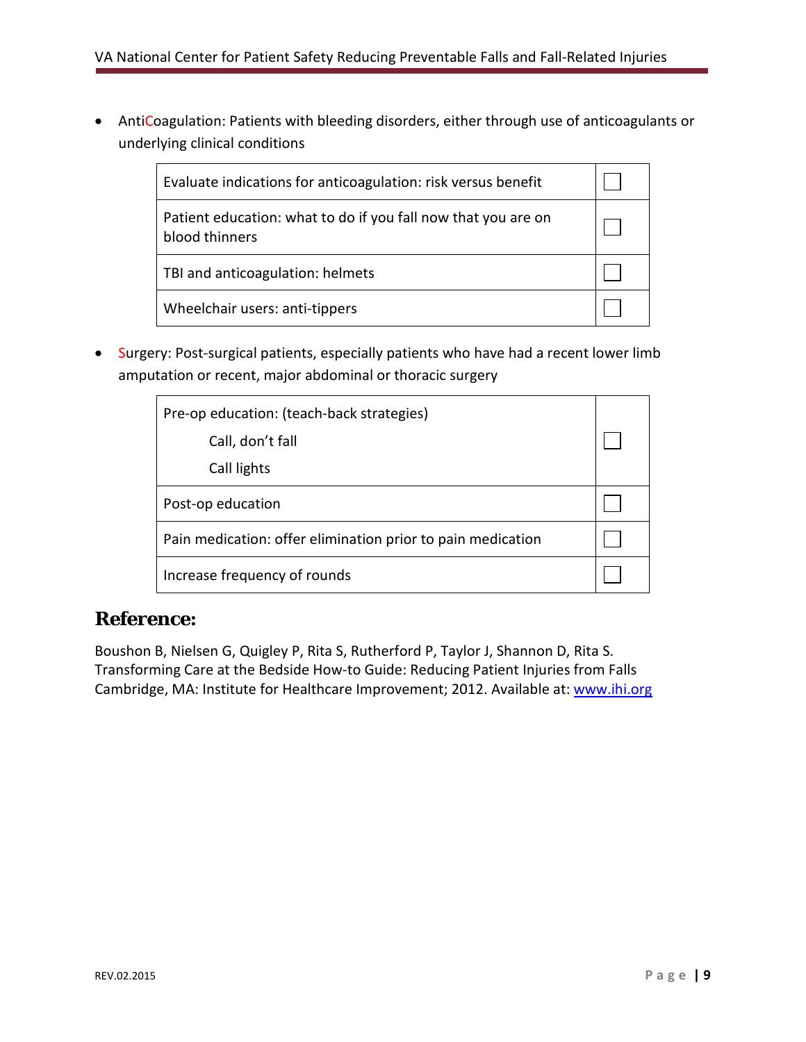- AntiCoagulation: Patients with bleeding disorders, either through use of anticoagulants or underlying clinical conditions

| | |
|---|---|
| Evaluate indications for anticoagulation: risk versus benefit | ☐ |
| Patient education: what to do if you fall now that you are on blood thinners | ☐ |
| TBI and anticoagulation: helmets | ☐ |
| Wheelchair users: anti-tippers | ☐ |

- Surgery: Post-surgical patients, especially patients who have had a recent lower limb amputation or recent, major abdominal or thoracic surgery

| | |
|---|---|
| Pre-op education: (teach-back strategies)<br>Call, don't fall<br>Call lights | ☐ |
| Post-op education | ☐ |
| Pain medication: offer elimination prior to pain medication | ☐ |
| Increase frequency of rounds | ☐ |

## Reference:

Boushon B, Nielsen G, Quigley P, Rita S, Rutherford P, Taylor J, Shannon D, Rita S. Transforming Care at the Bedside How-to Guide: Reducing Patient Injuries from Falls Cambridge, MA: Institute for Healthcare Improvement; 2012. Available at: [www.ihi.org](http://www.ihi.org)

REV.02.2015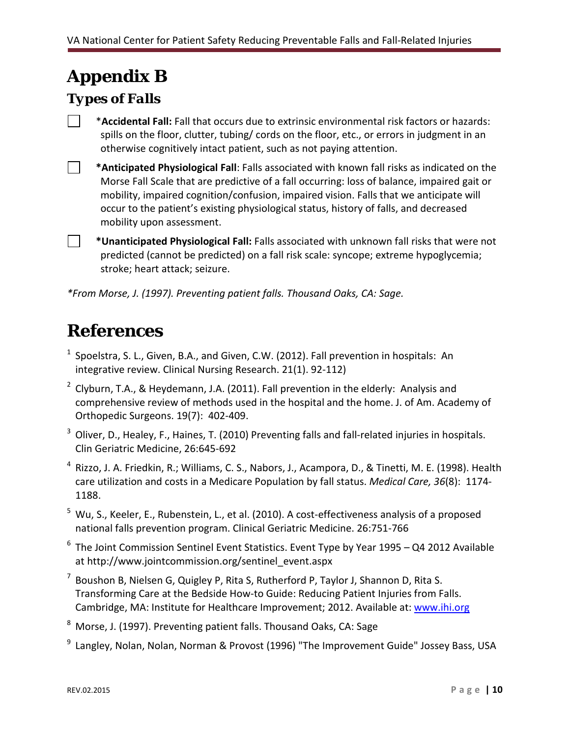# Appendix B

## Types of Falls

- ☐ *__Accidental Fall:__ Fall that occurs due to extrinsic environmental risk factors or hazards: spills on the floor, clutter, tubing/ cords on the floor, etc., or errors in judgment in an otherwise cognitively intact patient, such as not paying attention.
- ☐ ***Anticipated Physiological Fall**: Falls associated with known fall risks as indicated on the Morse Fall Scale that are predictive of a fall occurring: loss of balance, impaired gait or mobility, impaired cognition/confusion, impaired vision. Falls that we anticipate will occur to the patient's existing physiological status, history of falls, and decreased mobility upon assessment.
- ☐ ***Unanticipated Physiological Fall:** Falls associated with unknown fall risks that were not predicted (cannot be predicted) on a fall risk scale: syncope; extreme hypoglycemia; stroke; heart attack; seizure.

*\*From Morse, J. (1997). Preventing patient falls. Thousand Oaks, CA: Sage.*

# References

[1] Spoelstra, S. L., Given, B.A., and Given, C.W. (2012). Fall prevention in hospitals: An integrative review. Clinical Nursing Research. 21(1). 92-112)

[2] Clyburn, T.A., & Heydemann, J.A. (2011). Fall prevention in the elderly: Analysis and comprehensive review of methods used in the hospital and the home. J. of Am. Academy of Orthopedic Surgeons. 19(7): 402-409.

[3] Oliver, D., Healey, F., Haines, T. (2010) Preventing falls and fall-related injuries in hospitals. Clin Geriatric Medicine, 26:645-692

[4] Rizzo, J. A. Friedkin, R.; Williams, C. S., Nabors, J., Acampora, D., & Tinetti, M. E. (1998). Health care utilization and costs in a Medicare Population by fall status. *Medical Care, 36*(8): 1174-1188.

[5] Wu, S., Keeler, E., Rubenstein, L., et al. (2010). A cost-effectiveness analysis of a proposed national falls prevention program. Clinical Geriatric Medicine. 26:751-766

[6] The Joint Commission Sentinel Event Statistics. Event Type by Year 1995 – Q4 2012 Available at http://www.jointcommission.org/sentinel_event.aspx

[7] Boushon B, Nielsen G, Quigley P, Rita S, Rutherford P, Taylor J, Shannon D, Rita S. Transforming Care at the Bedside How-to Guide: Reducing Patient Injuries from Falls. Cambridge, MA: Institute for Healthcare Improvement; 2012. Available at: www.ihi.org

[8] Morse, J. (1997). Preventing patient falls. Thousand Oaks, CA: Sage

[9] Langley, Nolan, Nolan, Norman & Provost (1996) "The Improvement Guide" Jossey Bass, USA